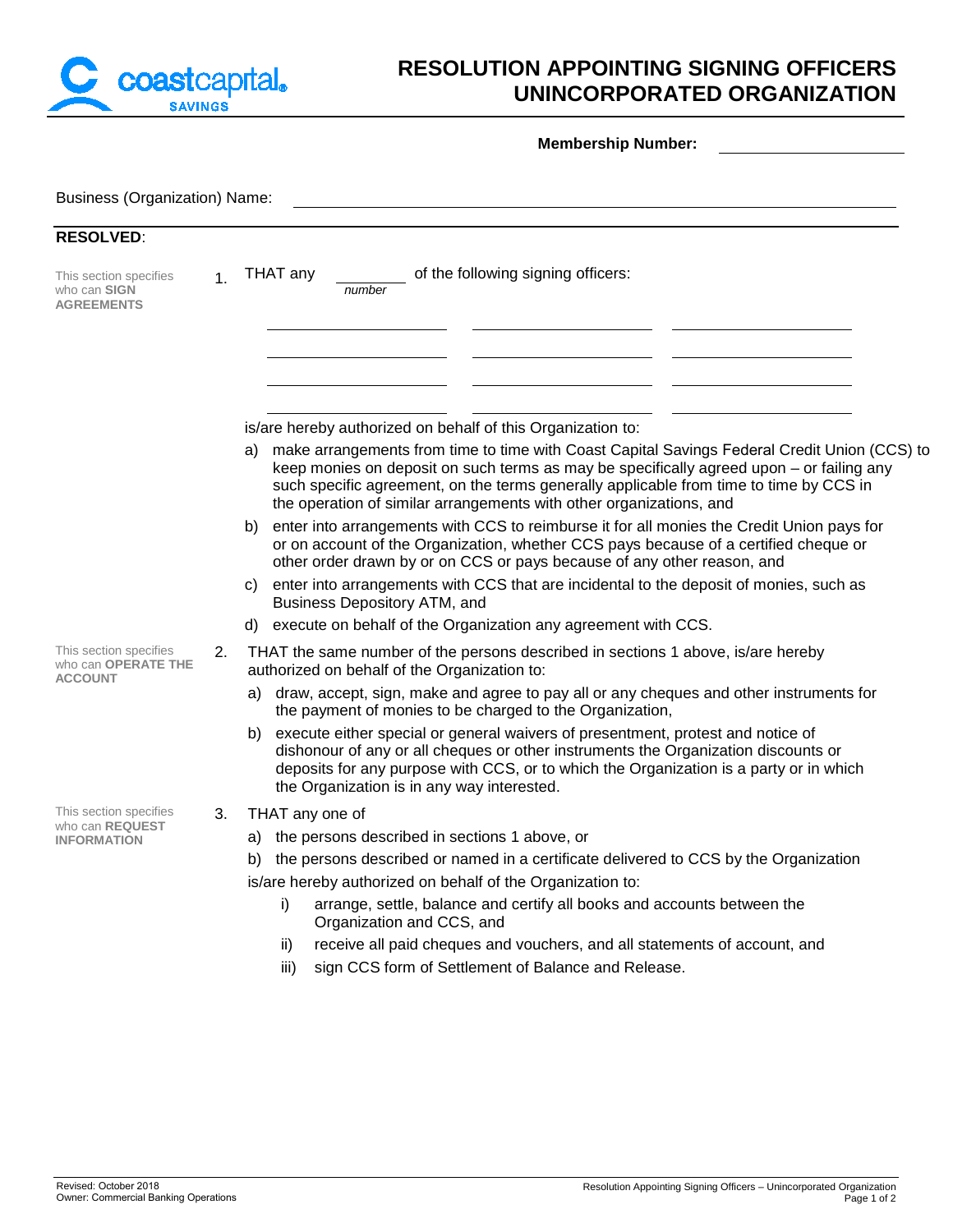coastcapital SAVINGS

# RESOLUTION APPOINTING SIGNING OFFICERS UNINCORPORATED ORGANIZATION

**Membership Number:** ____________________

Business (Organization) Name: ______________________________________________

**RESOLVED**:

This section specifies who can **SIGN AGREEMENTS**

1. THAT any ________ of the following signing officers:
   *number*

   ____________________ ____________________ ____________________

   ____________________ ____________________ ____________________

   ____________________ ____________________ ____________________

   ____________________ ____________________ ____________________

   is/are hereby authorized on behalf of this Organization to:

   a) make arrangements from time to time with Coast Capital Savings Federal Credit Union (CCS) to keep monies on deposit on such terms as may be specifically agreed upon – or failing any such specific agreement, on the terms generally applicable from time to time by CCS in the operation of similar arrangements with other organizations, and

   b) enter into arrangements with CCS to reimburse it for all monies the Credit Union pays for or on account of the Organization, whether CCS pays because of a certified cheque or other order drawn by or on CCS or pays because of any other reason, and

   c) enter into arrangements with CCS that are incidental to the deposit of monies, such as Business Depository ATM, and

   d) execute on behalf of the Organization any agreement with CCS.

This section specifies who can **OPERATE THE ACCOUNT**

2. THAT the same number of the persons described in sections 1 above, is/are hereby authorized on behalf of the Organization to:

   a) draw, accept, sign, make and agree to pay all or any cheques and other instruments for the payment of monies to be charged to the Organization,

   b) execute either special or general waivers of presentment, protest and notice of dishonour of any or all cheques or other instruments the Organization discounts or deposits for any purpose with CCS, or to which the Organization is a party or in which the Organization is in any way interested.

This section specifies who can **REQUEST INFORMATION**

3. THAT any one of

   a) the persons described in sections 1 above, or

   b) the persons described or named in a certificate delivered to CCS by the Organization

   is/are hereby authorized on behalf of the Organization to:

   i) arrange, settle, balance and certify all books and accounts between the Organization and CCS, and

   ii) receive all paid cheques and vouchers, and all statements of account, and

   iii) sign CCS form of Settlement of Balance and Release.

Revised: October 2018
Owner: Commercial Banking Operations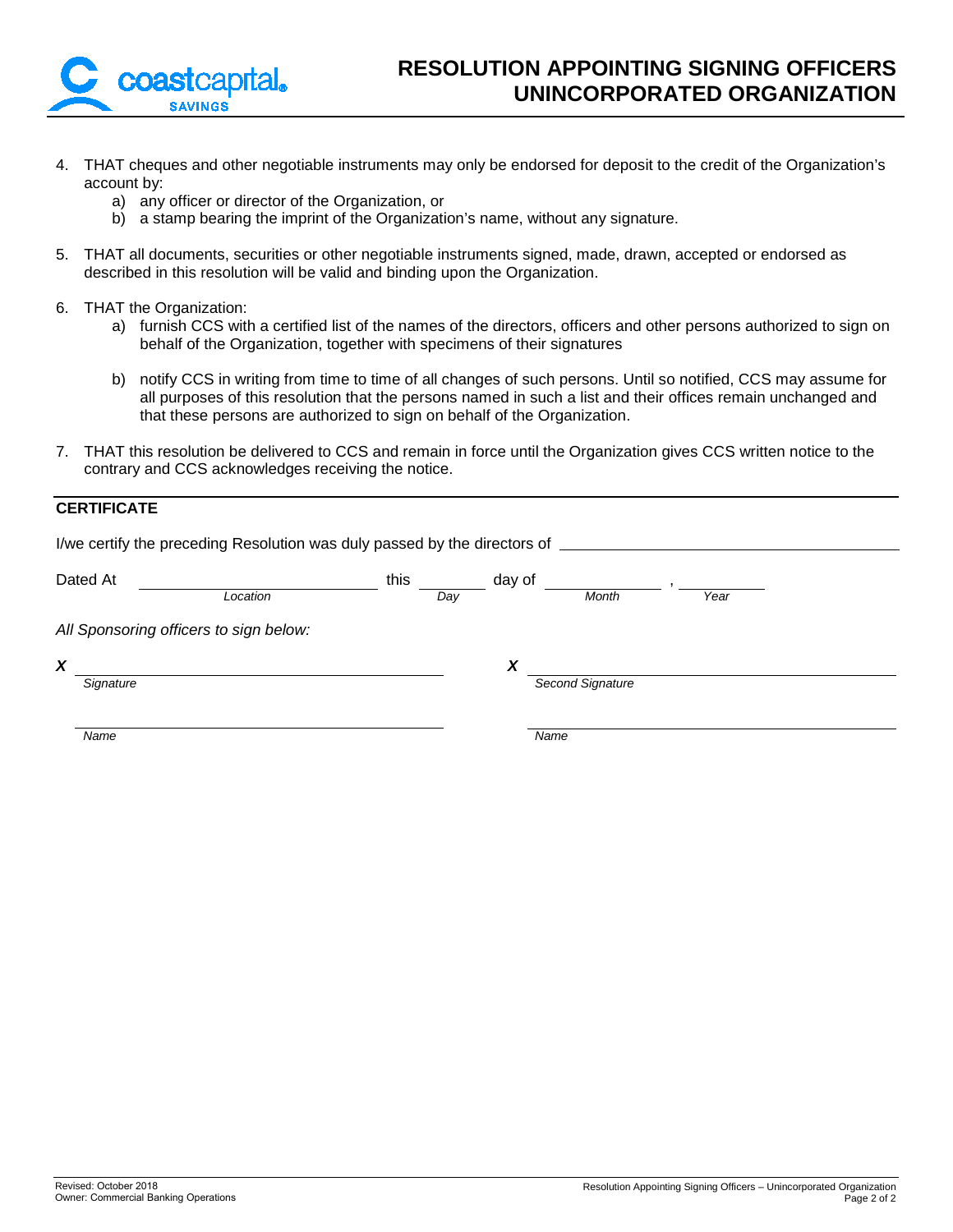# RESOLUTION APPOINTING SIGNING OFFICERS UNINCORPORATED ORGANIZATION

4. THAT cheques and other negotiable instruments may only be endorsed for deposit to the credit of the Organization's account by:
   a) any officer or director of the Organization, or
   b) a stamp bearing the imprint of the Organization's name, without any signature.

5. THAT all documents, securities or other negotiable instruments signed, made, drawn, accepted or endorsed as described in this resolution will be valid and binding upon the Organization.

6. THAT the Organization:
   a) furnish CCS with a certified list of the names of the directors, officers and other persons authorized to sign on behalf of the Organization, together with specimens of their signatures

   b) notify CCS in writing from time to time of all changes of such persons. Until so notified, CCS may assume for all purposes of this resolution that the persons named in such a list and their offices remain unchanged and that these persons are authorized to sign on behalf of the Organization.

7. THAT this resolution be delivered to CCS and remain in force until the Organization gives CCS written notice to the contrary and CCS acknowledges receiving the notice.

## CERTIFICATE

I/we certify the preceding Resolution was duly passed by the directors of ______________________________

Dated At ______________________ this ________ day of ______________ , __________
*Location* *Day* *Month* *Year*

*All Sponsoring officers to sign below:*

***X*** ______________________________ ***X*** ______________________________
*Signature* *Second Signature*

______________________________ ______________________________
*Name* *Name*

Revised: October 2018
Owner: Commercial Banking Operations